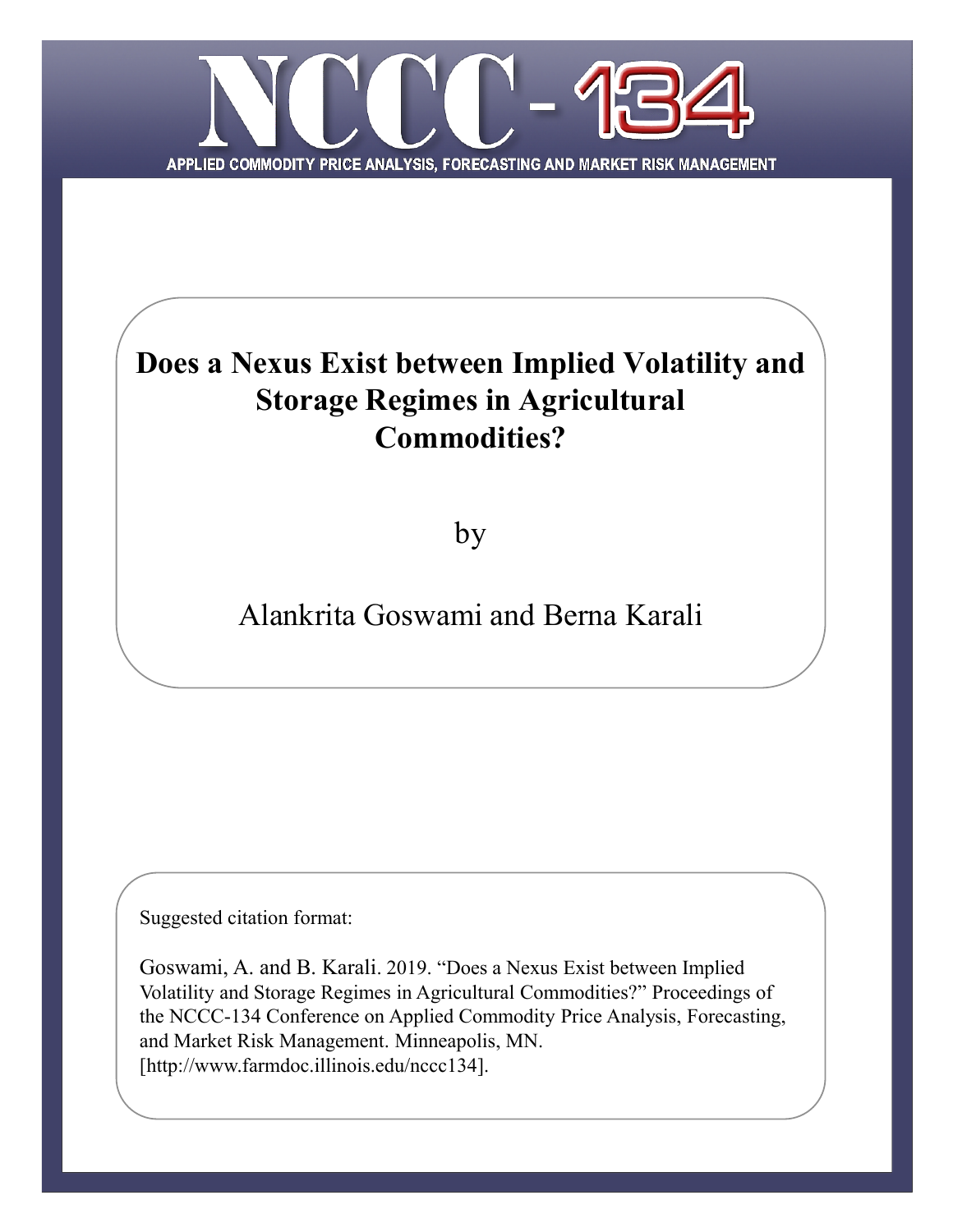# NCCC-134

APPLIED COMMODITY PRICE ANALYSIS, FORECASTING AND MARKET RISK MANAGEMENT

## Does a Nexus Exist between Implied Volatility and Storage Regimes in Agricultural Commodities?

by

Alankrita Goswami and Berna Karali

Suggested citation format:

Goswami, A. and B. Karali. 2019. "Does a Nexus Exist between Implied Volatility and Storage Regimes in Agricultural Commodities?" Proceedings of the NCCC-134 Conference on Applied Commodity Price Analysis, Forecasting, and Market Risk Management. Minneapolis, MN. [http://www.farmdoc.illinois.edu/nccc134].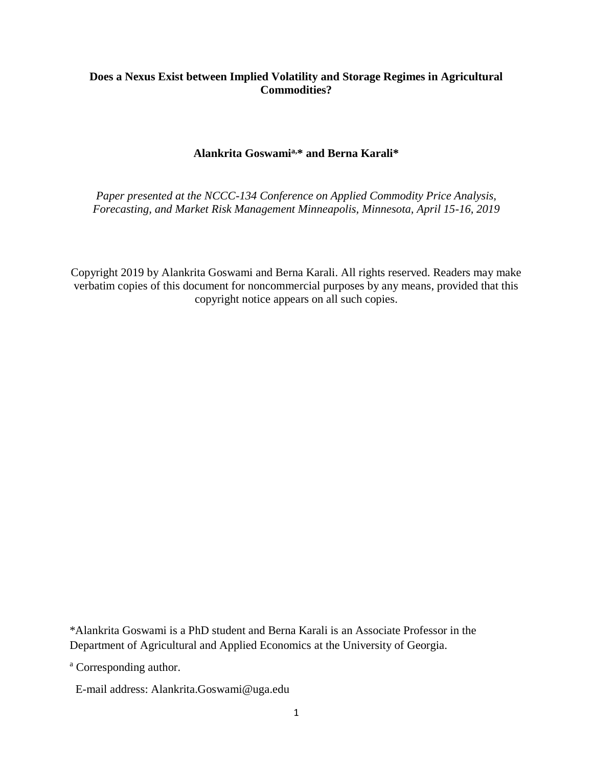**Does a Nexus Exist between Implied Volatility and Storage Regimes in Agricultural Commodities?**

**Alankrita Goswami[a,*] and Berna Karali***

*Paper presented at the NCCC-134 Conference on Applied Commodity Price Analysis, Forecasting, and Market Risk Management Minneapolis, Minnesota, April 15-16, 2019*

Copyright 2019 by Alankrita Goswami and Berna Karali. All rights reserved. Readers may make verbatim copies of this document for noncommercial purposes by any means, provided that this copyright notice appears on all such copies.

*Alankrita Goswami is a PhD student and Berna Karali is an Associate Professor in the Department of Agricultural and Applied Economics at the University of Georgia.

[a] Corresponding author.

E-mail address: Alankrita.Goswami@uga.edu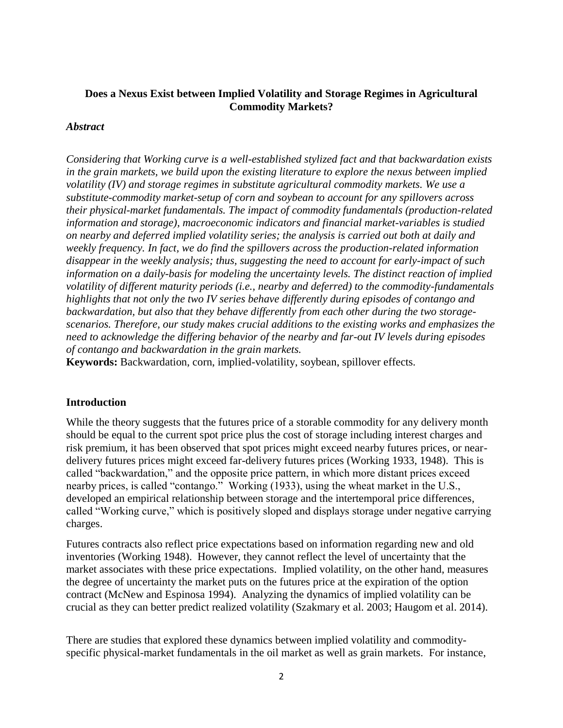**Does a Nexus Exist between Implied Volatility and Storage Regimes in Agricultural Commodity Markets?**

***Abstract***

*Considering that Working curve is a well-established stylized fact and that backwardation exists in the grain markets, we build upon the existing literature to explore the nexus between implied volatility (IV) and storage regimes in substitute agricultural commodity markets. We use a substitute-commodity market-setup of corn and soybean to account for any spillovers across their physical-market fundamentals. The impact of commodity fundamentals (production-related information and storage), macroeconomic indicators and financial market-variables is studied on nearby and deferred implied volatility series; the analysis is carried out both at daily and weekly frequency. In fact, we do find the spillovers across the production-related information disappear in the weekly analysis; thus, suggesting the need to account for early-impact of such information on a daily-basis for modeling the uncertainty levels. The distinct reaction of implied volatility of different maturity periods (i.e., nearby and deferred) to the commodity-fundamentals highlights that not only the two IV series behave differently during episodes of contango and backwardation, but also that they behave differently from each other during the two storage-scenarios. Therefore, our study makes crucial additions to the existing works and emphasizes the need to acknowledge the differing behavior of the nearby and far-out IV levels during episodes of contango and backwardation in the grain markets.*

**Keywords:** Backwardation, corn, implied-volatility, soybean, spillover effects.

## Introduction

While the theory suggests that the futures price of a storable commodity for any delivery month should be equal to the current spot price plus the cost of storage including interest charges and risk premium, it has been observed that spot prices might exceed nearby futures prices, or near-delivery futures prices might exceed far-delivery futures prices (Working 1933, 1948). This is called "backwardation," and the opposite price pattern, in which more distant prices exceed nearby prices, is called "contango." Working (1933), using the wheat market in the U.S., developed an empirical relationship between storage and the intertemporal price differences, called "Working curve," which is positively sloped and displays storage under negative carrying charges.

Futures contracts also reflect price expectations based on information regarding new and old inventories (Working 1948). However, they cannot reflect the level of uncertainty that the market associates with these price expectations. Implied volatility, on the other hand, measures the degree of uncertainty the market puts on the futures price at the expiration of the option contract (McNew and Espinosa 1994). Analyzing the dynamics of implied volatility can be crucial as they can better predict realized volatility (Szakmary et al. 2003; Haugom et al. 2014).

There are studies that explored these dynamics between implied volatility and commodity-specific physical-market fundamentals in the oil market as well as grain markets. For instance,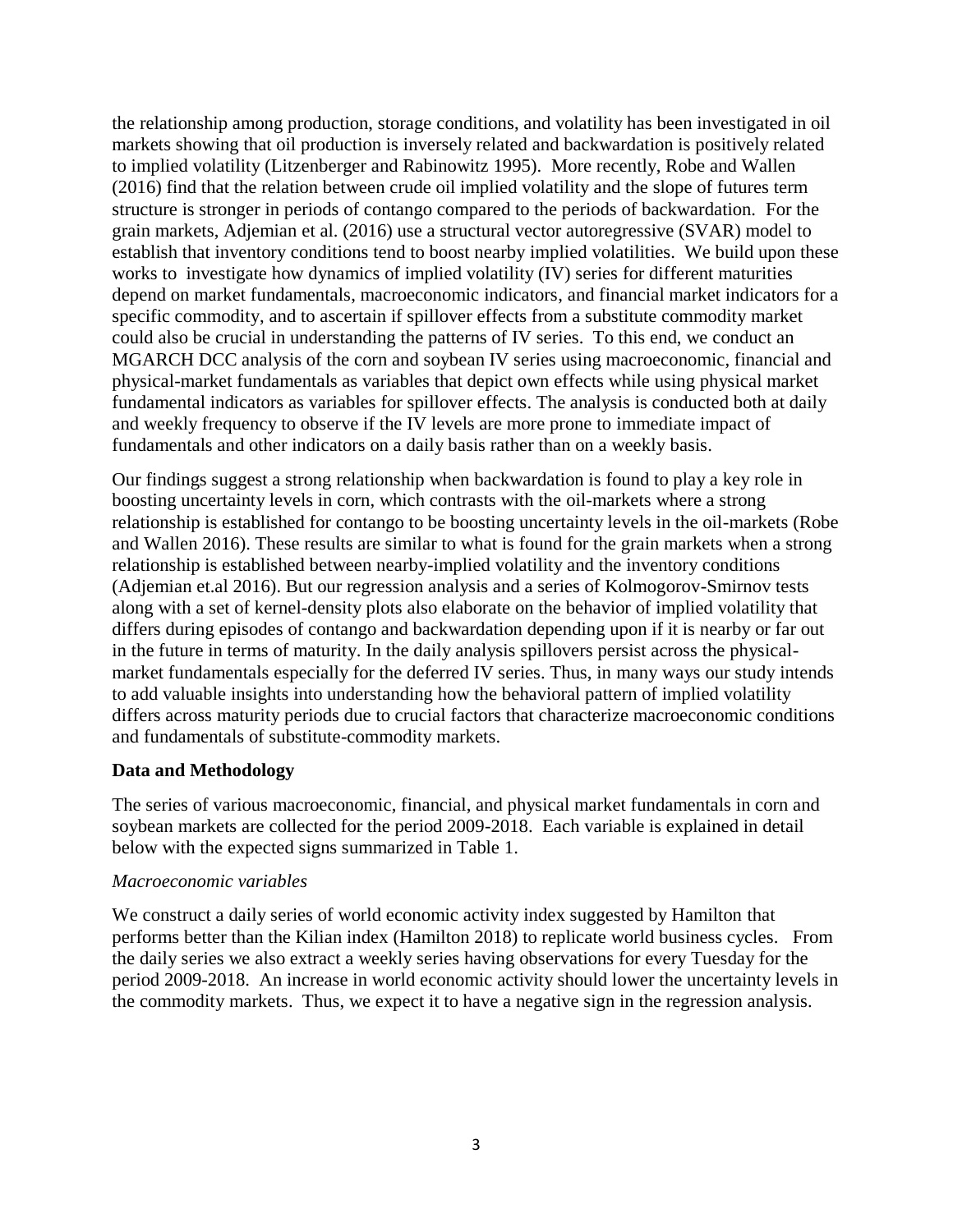the relationship among production, storage conditions, and volatility has been investigated in oil markets showing that oil production is inversely related and backwardation is positively related to implied volatility (Litzenberger and Rabinowitz 1995). More recently, Robe and Wallen (2016) find that the relation between crude oil implied volatility and the slope of futures term structure is stronger in periods of contango compared to the periods of backwardation. For the grain markets, Adjemian et al. (2016) use a structural vector autoregressive (SVAR) model to establish that inventory conditions tend to boost nearby implied volatilities. We build upon these works to investigate how dynamics of implied volatility (IV) series for different maturities depend on market fundamentals, macroeconomic indicators, and financial market indicators for a specific commodity, and to ascertain if spillover effects from a substitute commodity market could also be crucial in understanding the patterns of IV series. To this end, we conduct an MGARCH DCC analysis of the corn and soybean IV series using macroeconomic, financial and physical-market fundamentals as variables that depict own effects while using physical market fundamental indicators as variables for spillover effects. The analysis is conducted both at daily and weekly frequency to observe if the IV levels are more prone to immediate impact of fundamentals and other indicators on a daily basis rather than on a weekly basis.

Our findings suggest a strong relationship when backwardation is found to play a key role in boosting uncertainty levels in corn, which contrasts with the oil-markets where a strong relationship is established for contango to be boosting uncertainty levels in the oil-markets (Robe and Wallen 2016). These results are similar to what is found for the grain markets when a strong relationship is established between nearby-implied volatility and the inventory conditions (Adjemian et.al 2016). But our regression analysis and a series of Kolmogorov-Smirnov tests along with a set of kernel-density plots also elaborate on the behavior of implied volatility that differs during episodes of contango and backwardation depending upon if it is nearby or far out in the future in terms of maturity. In the daily analysis spillovers persist across the physical-market fundamentals especially for the deferred IV series. Thus, in many ways our study intends to add valuable insights into understanding how the behavioral pattern of implied volatility differs across maturity periods due to crucial factors that characterize macroeconomic conditions and fundamentals of substitute-commodity markets.

## Data and Methodology

The series of various macroeconomic, financial, and physical market fundamentals in corn and soybean markets are collected for the period 2009-2018. Each variable is explained in detail below with the expected signs summarized in Table 1.

### *Macroeconomic variables*

We construct a daily series of world economic activity index suggested by Hamilton that performs better than the Kilian index (Hamilton 2018) to replicate world business cycles. From the daily series we also extract a weekly series having observations for every Tuesday for the period 2009-2018. An increase in world economic activity should lower the uncertainty levels in the commodity markets. Thus, we expect it to have a negative sign in the regression analysis.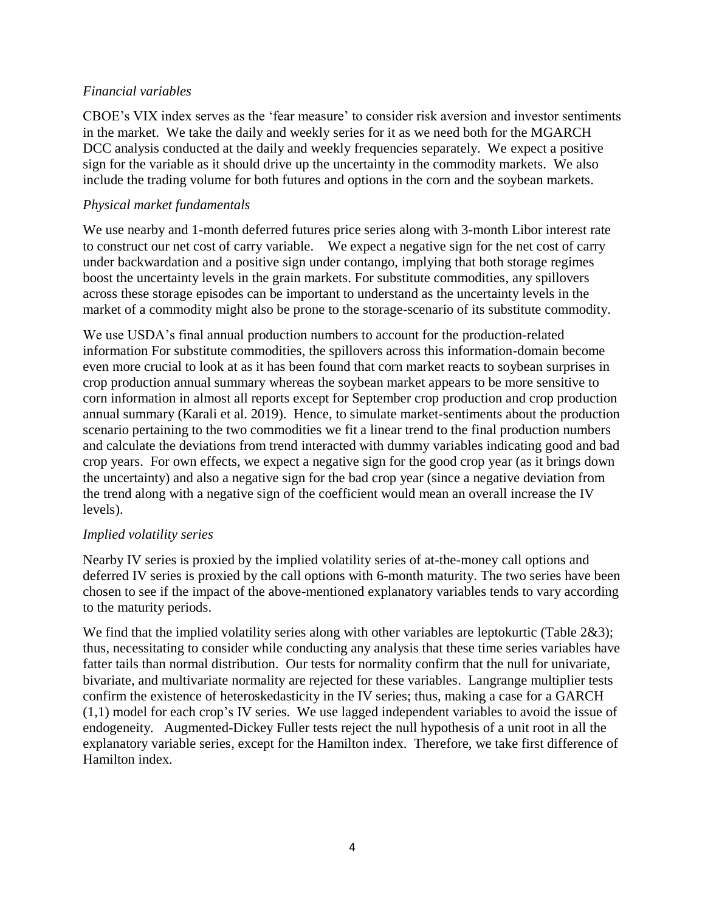*Financial variables*

CBOE's VIX index serves as the 'fear measure' to consider risk aversion and investor sentiments in the market. We take the daily and weekly series for it as we need both for the MGARCH DCC analysis conducted at the daily and weekly frequencies separately. We expect a positive sign for the variable as it should drive up the uncertainty in the commodity markets. We also include the trading volume for both futures and options in the corn and the soybean markets.

*Physical market fundamentals*

We use nearby and 1-month deferred futures price series along with 3-month Libor interest rate to construct our net cost of carry variable. We expect a negative sign for the net cost of carry under backwardation and a positive sign under contango, implying that both storage regimes boost the uncertainty levels in the grain markets. For substitute commodities, any spillovers across these storage episodes can be important to understand as the uncertainty levels in the market of a commodity might also be prone to the storage-scenario of its substitute commodity.

We use USDA's final annual production numbers to account for the production-related information For substitute commodities, the spillovers across this information-domain become even more crucial to look at as it has been found that corn market reacts to soybean surprises in crop production annual summary whereas the soybean market appears to be more sensitive to corn information in almost all reports except for September crop production and crop production annual summary (Karali et al. 2019). Hence, to simulate market-sentiments about the production scenario pertaining to the two commodities we fit a linear trend to the final production numbers and calculate the deviations from trend interacted with dummy variables indicating good and bad crop years. For own effects, we expect a negative sign for the good crop year (as it brings down the uncertainty) and also a negative sign for the bad crop year (since a negative deviation from the trend along with a negative sign of the coefficient would mean an overall increase the IV levels).

*Implied volatility series*

Nearby IV series is proxied by the implied volatility series of at-the-money call options and deferred IV series is proxied by the call options with 6-month maturity. The two series have been chosen to see if the impact of the above-mentioned explanatory variables tends to vary according to the maturity periods.

We find that the implied volatility series along with other variables are leptokurtic (Table 2&3); thus, necessitating to consider while conducting any analysis that these time series variables have fatter tails than normal distribution. Our tests for normality confirm that the null for univariate, bivariate, and multivariate normality are rejected for these variables. Langrange multiplier tests confirm the existence of heteroskedasticity in the IV series; thus, making a case for a GARCH (1,1) model for each crop's IV series. We use lagged independent variables to avoid the issue of endogeneity. Augmented-Dickey Fuller tests reject the null hypothesis of a unit root in all the explanatory variable series, except for the Hamilton index. Therefore, we take first difference of Hamilton index.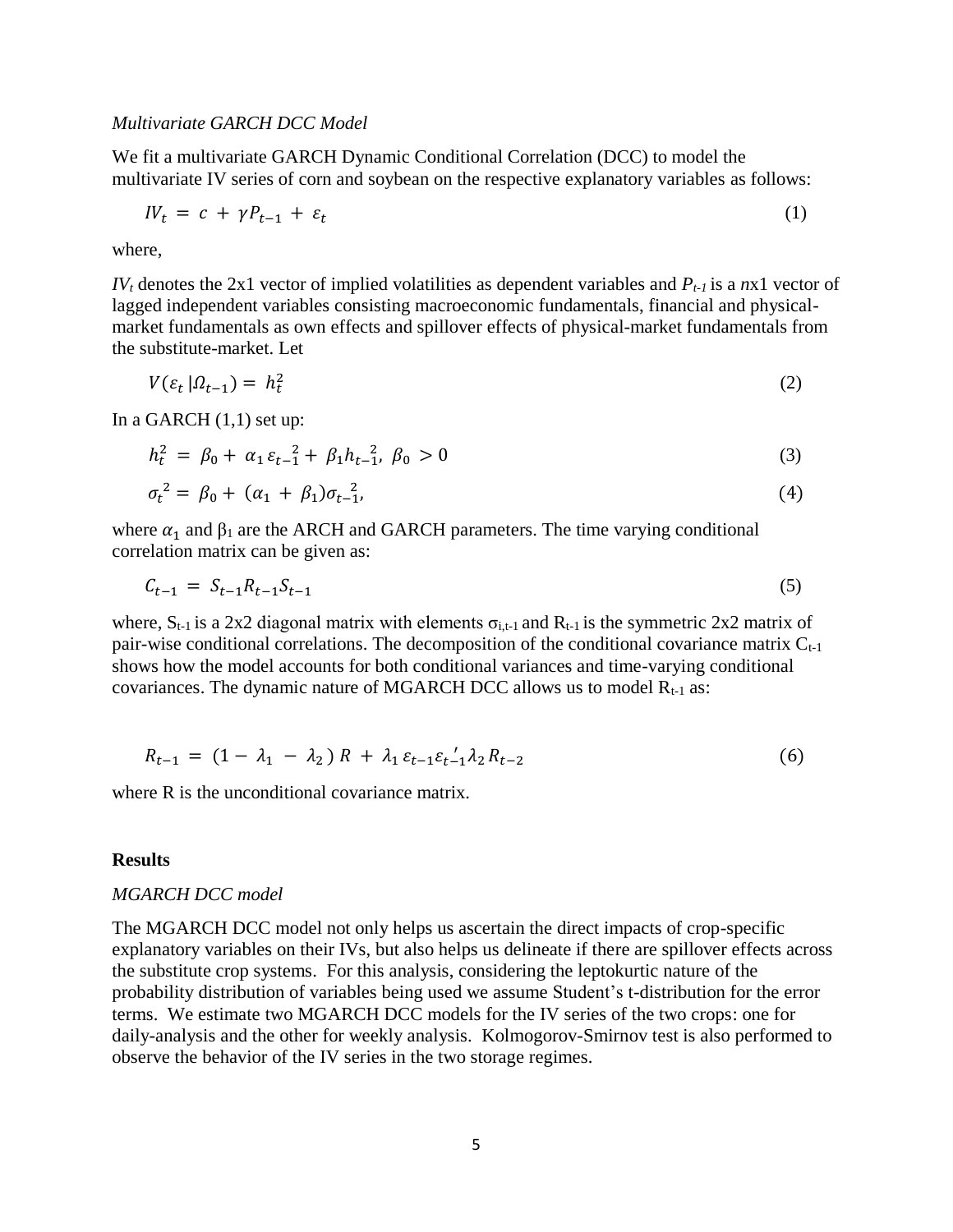*Multivariate GARCH DCC Model*

We fit a multivariate GARCH Dynamic Conditional Correlation (DCC) to model the multivariate IV series of corn and soybean on the respective explanatory variables as follows:

$$IV_t = c + \gamma P_{t-1} + \varepsilon_t \tag{1}$$

where,

$IV_t$ denotes the 2x1 vector of implied volatilities as dependent variables and $P_{t-1}$ is a $n$x1 vector of lagged independent variables consisting macroeconomic fundamentals, financial and physical-market fundamentals as own effects and spillover effects of physical-market fundamentals from the substitute-market. Let

$$V(\varepsilon_t | \Omega_{t-1}) = h_t^2 \tag{2}$$

In a GARCH (1,1) set up:

$$h_t^2 = \beta_0 + \alpha_1 \varepsilon_{t-1}^2 + \beta_1 h_{t-1}^2,\ \beta_0 > 0 \tag{3}$$

$$\sigma_t^2 = \beta_0 + (\alpha_1 + \beta_1)\sigma_{t-1}^2, \tag{4}$$

where $\alpha_1$ and $\beta_1$ are the ARCH and GARCH parameters. The time varying conditional correlation matrix can be given as:

$$C_{t-1} = S_{t-1} R_{t-1} S_{t-1} \tag{5}$$

where, $S_{t-1}$ is a 2x2 diagonal matrix with elements $\sigma_{i,t-1}$ and $R_{t-1}$ is the symmetric 2x2 matrix of pair-wise conditional correlations. The decomposition of the conditional covariance matrix $C_{t-1}$ shows how the model accounts for both conditional variances and time-varying conditional covariances. The dynamic nature of MGARCH DCC allows us to model $R_{t-1}$ as:

$$R_{t-1} = (1 - \lambda_1 - \lambda_2)\, R + \lambda_1 \varepsilon_{t-1} \varepsilon_{t-1}' \lambda_2 R_{t-2} \tag{6}$$

where R is the unconditional covariance matrix.

## Results

*MGARCH DCC model*

The MGARCH DCC model not only helps us ascertain the direct impacts of crop-specific explanatory variables on their IVs, but also helps us delineate if there are spillover effects across the substitute crop systems. For this analysis, considering the leptokurtic nature of the probability distribution of variables being used we assume Student's t-distribution for the error terms. We estimate two MGARCH DCC models for the IV series of the two crops: one for daily-analysis and the other for weekly analysis. Kolmogorov-Smirnov test is also performed to observe the behavior of the IV series in the two storage regimes.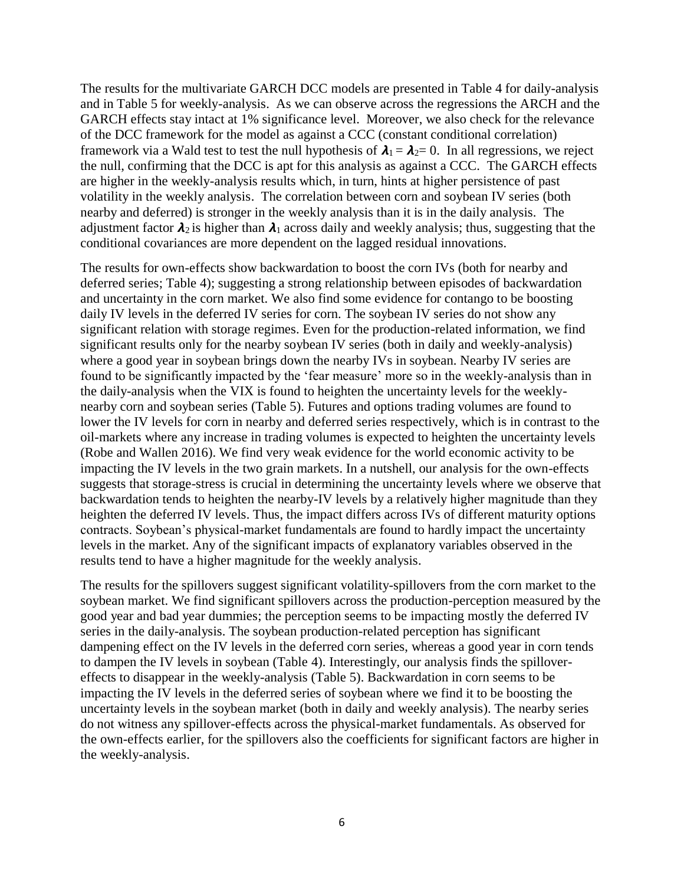The results for the multivariate GARCH DCC models are presented in Table 4 for daily-analysis and in Table 5 for weekly-analysis. As we can observe across the regressions the ARCH and the GARCH effects stay intact at 1% significance level. Moreover, we also check for the relevance of the DCC framework for the model as against a CCC (constant conditional correlation) framework via a Wald test to test the null hypothesis of $\boldsymbol{\lambda}_1 = \boldsymbol{\lambda}_2 = 0$. In all regressions, we reject the null, confirming that the DCC is apt for this analysis as against a CCC. The GARCH effects are higher in the weekly-analysis results which, in turn, hints at higher persistence of past volatility in the weekly analysis. The correlation between corn and soybean IV series (both nearby and deferred) is stronger in the weekly analysis than it is in the daily analysis. The adjustment factor $\boldsymbol{\lambda}_2$ is higher than $\boldsymbol{\lambda}_1$ across daily and weekly analysis; thus, suggesting that the conditional covariances are more dependent on the lagged residual innovations.

The results for own-effects show backwardation to boost the corn IVs (both for nearby and deferred series; Table 4); suggesting a strong relationship between episodes of backwardation and uncertainty in the corn market. We also find some evidence for contango to be boosting daily IV levels in the deferred IV series for corn. The soybean IV series do not show any significant relation with storage regimes. Even for the production-related information, we find significant results only for the nearby soybean IV series (both in daily and weekly-analysis) where a good year in soybean brings down the nearby IVs in soybean. Nearby IV series are found to be significantly impacted by the 'fear measure' more so in the weekly-analysis than in the daily-analysis when the VIX is found to heighten the uncertainty levels for the weekly-nearby corn and soybean series (Table 5). Futures and options trading volumes are found to lower the IV levels for corn in nearby and deferred series respectively, which is in contrast to the oil-markets where any increase in trading volumes is expected to heighten the uncertainty levels (Robe and Wallen 2016). We find very weak evidence for the world economic activity to be impacting the IV levels in the two grain markets. In a nutshell, our analysis for the own-effects suggests that storage-stress is crucial in determining the uncertainty levels where we observe that backwardation tends to heighten the nearby-IV levels by a relatively higher magnitude than they heighten the deferred IV levels. Thus, the impact differs across IVs of different maturity options contracts. Soybean's physical-market fundamentals are found to hardly impact the uncertainty levels in the market. Any of the significant impacts of explanatory variables observed in the results tend to have a higher magnitude for the weekly analysis.

The results for the spillovers suggest significant volatility-spillovers from the corn market to the soybean market. We find significant spillovers across the production-perception measured by the good year and bad year dummies; the perception seems to be impacting mostly the deferred IV series in the daily-analysis. The soybean production-related perception has significant dampening effect on the IV levels in the deferred corn series, whereas a good year in corn tends to dampen the IV levels in soybean (Table 4). Interestingly, our analysis finds the spillover-effects to disappear in the weekly-analysis (Table 5). Backwardation in corn seems to be impacting the IV levels in the deferred series of soybean where we find it to be boosting the uncertainty levels in the soybean market (both in daily and weekly analysis). The nearby series do not witness any spillover-effects across the physical-market fundamentals. As observed for the own-effects earlier, for the spillovers also the coefficients for significant factors are higher in the weekly-analysis.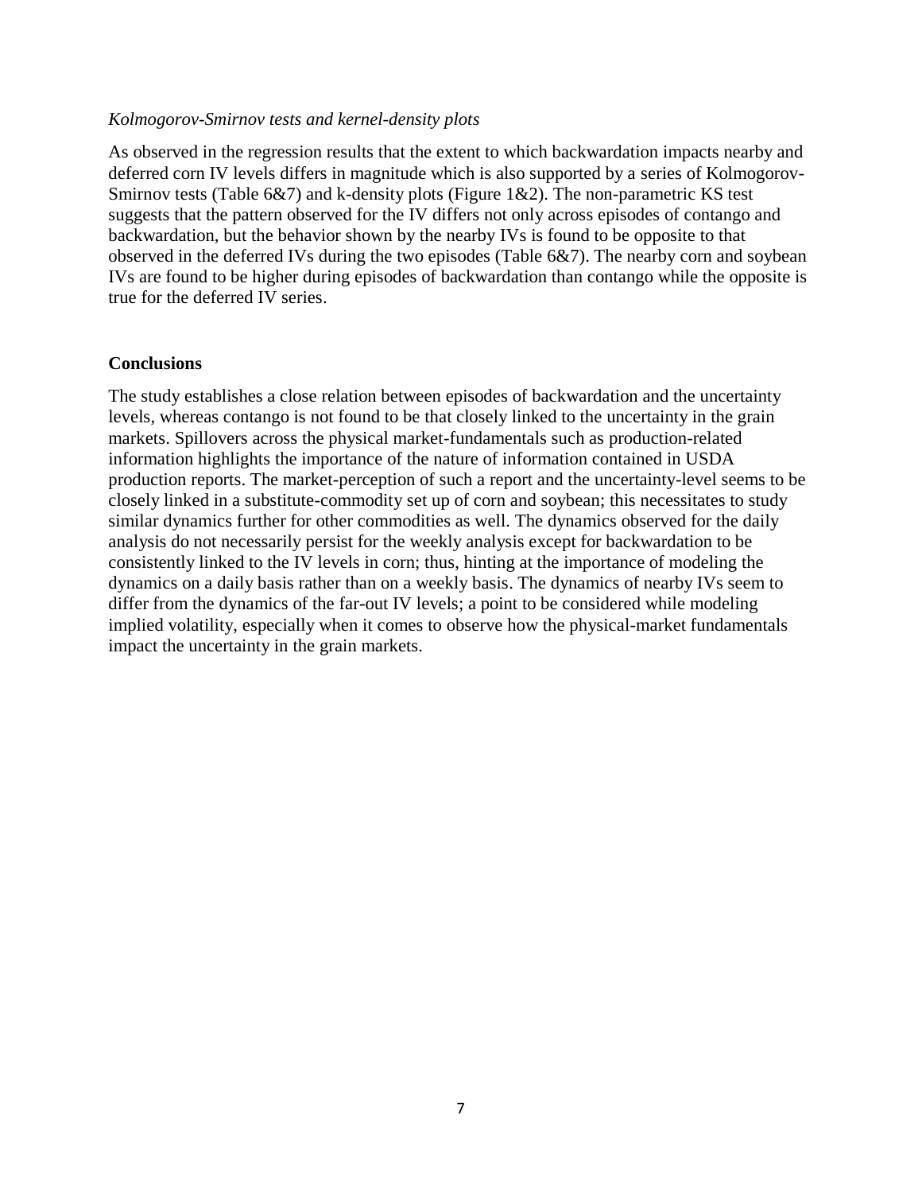*Kolmogorov-Smirnov tests and kernel-density plots*

As observed in the regression results that the extent to which backwardation impacts nearby and deferred corn IV levels differs in magnitude which is also supported by a series of Kolmogorov-Smirnov tests (Table 6&7) and k-density plots (Figure 1&2). The non-parametric KS test suggests that the pattern observed for the IV differs not only across episodes of contango and backwardation, but the behavior shown by the nearby IVs is found to be opposite to that observed in the deferred IVs during the two episodes (Table 6&7). The nearby corn and soybean IVs are found to be higher during episodes of backwardation than contango while the opposite is true for the deferred IV series.

**Conclusions**

The study establishes a close relation between episodes of backwardation and the uncertainty levels, whereas contango is not found to be that closely linked to the uncertainty in the grain markets. Spillovers across the physical market-fundamentals such as production-related information highlights the importance of the nature of information contained in USDA production reports. The market-perception of such a report and the uncertainty-level seems to be closely linked in a substitute-commodity set up of corn and soybean; this necessitates to study similar dynamics further for other commodities as well. The dynamics observed for the daily analysis do not necessarily persist for the weekly analysis except for backwardation to be consistently linked to the IV levels in corn; thus, hinting at the importance of modeling the dynamics on a daily basis rather than on a weekly basis. The dynamics of nearby IVs seem to differ from the dynamics of the far-out IV levels; a point to be considered while modeling implied volatility, especially when it comes to observe how the physical-market fundamentals impact the uncertainty in the grain markets.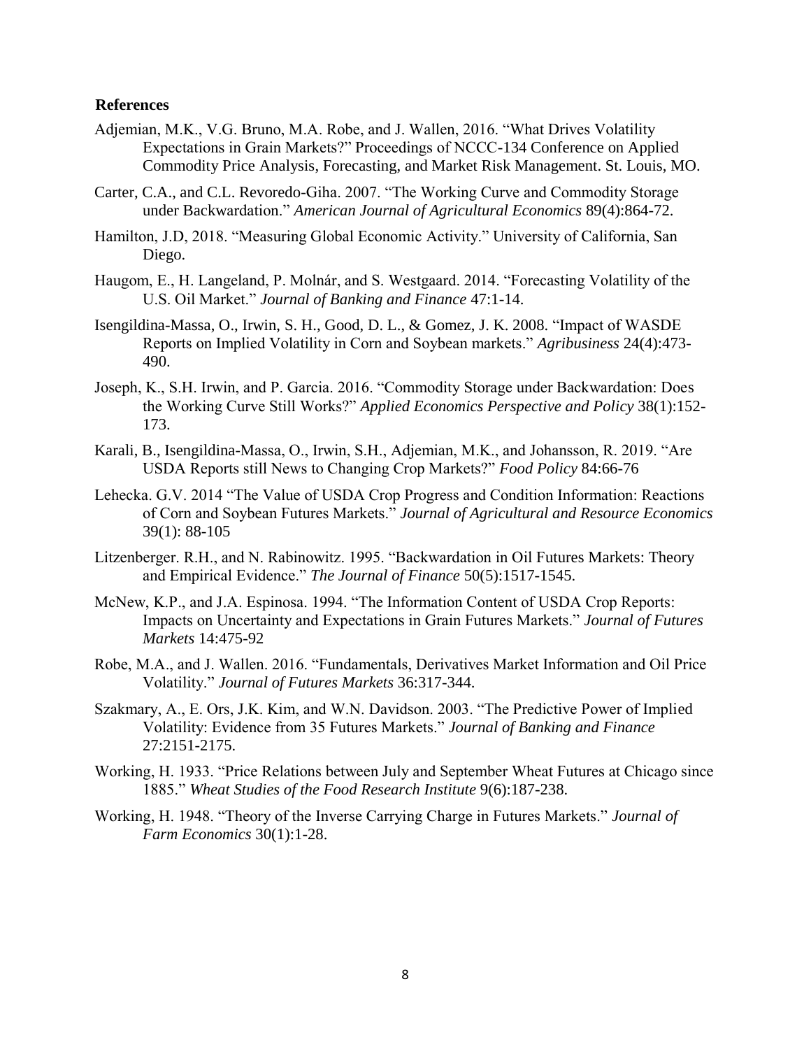## References

Adjemian, M.K., V.G. Bruno, M.A. Robe, and J. Wallen, 2016. "What Drives Volatility Expectations in Grain Markets?" Proceedings of NCCC-134 Conference on Applied Commodity Price Analysis, Forecasting, and Market Risk Management. St. Louis, MO.

Carter, C.A., and C.L. Revoredo-Giha. 2007. "The Working Curve and Commodity Storage under Backwardation." *American Journal of Agricultural Economics* 89(4):864-72.

Hamilton, J.D, 2018. "Measuring Global Economic Activity." University of California, San Diego.

Haugom, E., H. Langeland, P. Molnár, and S. Westgaard. 2014. "Forecasting Volatility of the U.S. Oil Market." *Journal of Banking and Finance* 47:1-14.

Isengildina-Massa, O., Irwin, S. H., Good, D. L., & Gomez, J. K. 2008. "Impact of WASDE Reports on Implied Volatility in Corn and Soybean markets." *Agribusiness* 24(4):473-490.

Joseph, K., S.H. Irwin, and P. Garcia. 2016. "Commodity Storage under Backwardation: Does the Working Curve Still Works?" *Applied Economics Perspective and Policy* 38(1):152-173.

Karali, B., Isengildina-Massa, O., Irwin, S.H., Adjemian, M.K., and Johansson, R. 2019. "Are USDA Reports still News to Changing Crop Markets?" *Food Policy* 84:66-76

Lehecka. G.V. 2014 "The Value of USDA Crop Progress and Condition Information: Reactions of Corn and Soybean Futures Markets." *Journal of Agricultural and Resource Economics* 39(1): 88-105

Litzenberger. R.H., and N. Rabinowitz. 1995. "Backwardation in Oil Futures Markets: Theory and Empirical Evidence." *The Journal of Finance* 50(5):1517-1545.

McNew, K.P., and J.A. Espinosa. 1994. "The Information Content of USDA Crop Reports: Impacts on Uncertainty and Expectations in Grain Futures Markets." *Journal of Futures Markets* 14:475-92

Robe, M.A., and J. Wallen. 2016. "Fundamentals, Derivatives Market Information and Oil Price Volatility." *Journal of Futures Markets* 36:317-344.

Szakmary, A., E. Ors, J.K. Kim, and W.N. Davidson. 2003. "The Predictive Power of Implied Volatility: Evidence from 35 Futures Markets." *Journal of Banking and Finance* 27:2151-2175.

Working, H. 1933. "Price Relations between July and September Wheat Futures at Chicago since 1885." *Wheat Studies of the Food Research Institute* 9(6):187-238.

Working, H. 1948. "Theory of the Inverse Carrying Charge in Futures Markets." *Journal of Farm Economics* 30(1):1-28.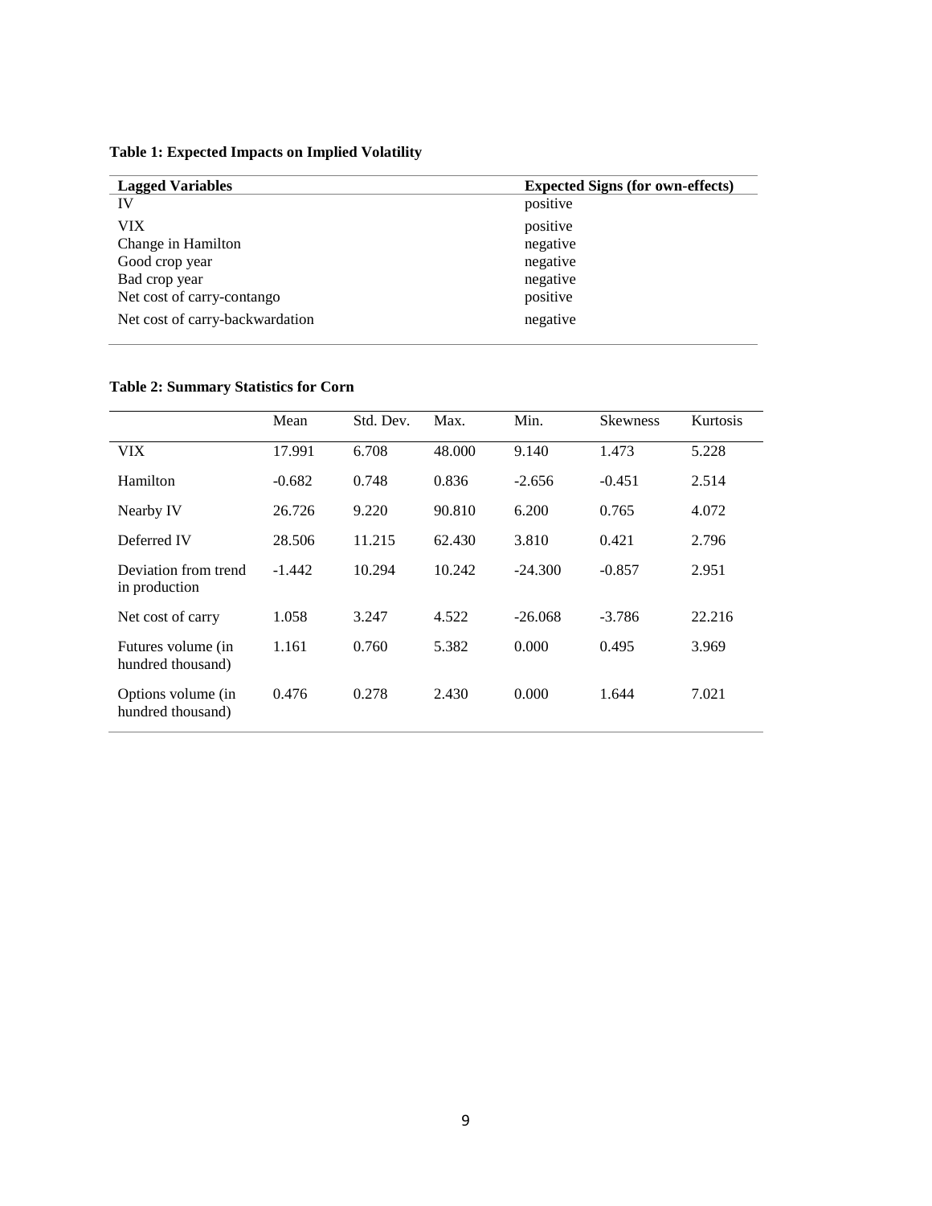**Table 1: Expected Impacts on Implied Volatility**

| Lagged Variables | Expected Signs (for own-effects) |
| --- | --- |
| IV | positive |
| VIX | positive |
| Change in Hamilton | negative |
| Good crop year | negative |
| Bad crop year | negative |
| Net cost of carry-contango | positive |
| Net cost of carry-backwardation | negative |

**Table 2: Summary Statistics for Corn**

| | Mean | Std. Dev. | Max. | Min. | Skewness | Kurtosis |
| --- | --- | --- | --- | --- | --- | --- |
| VIX | 17.991 | 6.708 | 48.000 | 9.140 | 1.473 | 5.228 |
| Hamilton | -0.682 | 0.748 | 0.836 | -2.656 | -0.451 | 2.514 |
| Nearby IV | 26.726 | 9.220 | 90.810 | 6.200 | 0.765 | 4.072 |
| Deferred IV | 28.506 | 11.215 | 62.430 | 3.810 | 0.421 | 2.796 |
| Deviation from trend in production | -1.442 | 10.294 | 10.242 | -24.300 | -0.857 | 2.951 |
| Net cost of carry | 1.058 | 3.247 | 4.522 | -26.068 | -3.786 | 22.216 |
| Futures volume (in hundred thousand) | 1.161 | 0.760 | 5.382 | 0.000 | 0.495 | 3.969 |
| Options volume (in hundred thousand) | 0.476 | 0.278 | 2.430 | 0.000 | 1.644 | 7.021 |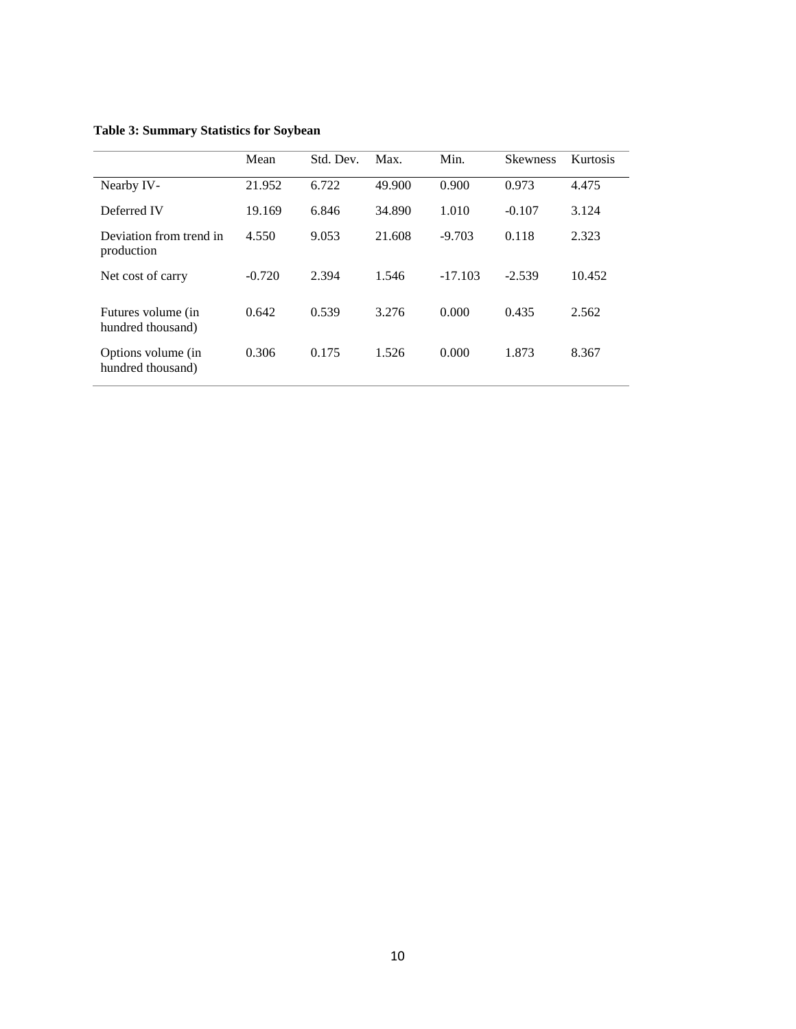**Table 3: Summary Statistics for Soybean**

| | Mean | Std. Dev. | Max. | Min. | Skewness | Kurtosis |
|---|---|---|---|---|---|---|
| Nearby IV- | 21.952 | 6.722 | 49.900 | 0.900 | 0.973 | 4.475 |
| Deferred IV | 19.169 | 6.846 | 34.890 | 1.010 | -0.107 | 3.124 |
| Deviation from trend in production | 4.550 | 9.053 | 21.608 | -9.703 | 0.118 | 2.323 |
| Net cost of carry | -0.720 | 2.394 | 1.546 | -17.103 | -2.539 | 10.452 |
| Futures volume (in hundred thousand) | 0.642 | 0.539 | 3.276 | 0.000 | 0.435 | 2.562 |
| Options volume (in hundred thousand) | 0.306 | 0.175 | 1.526 | 0.000 | 1.873 | 8.367 |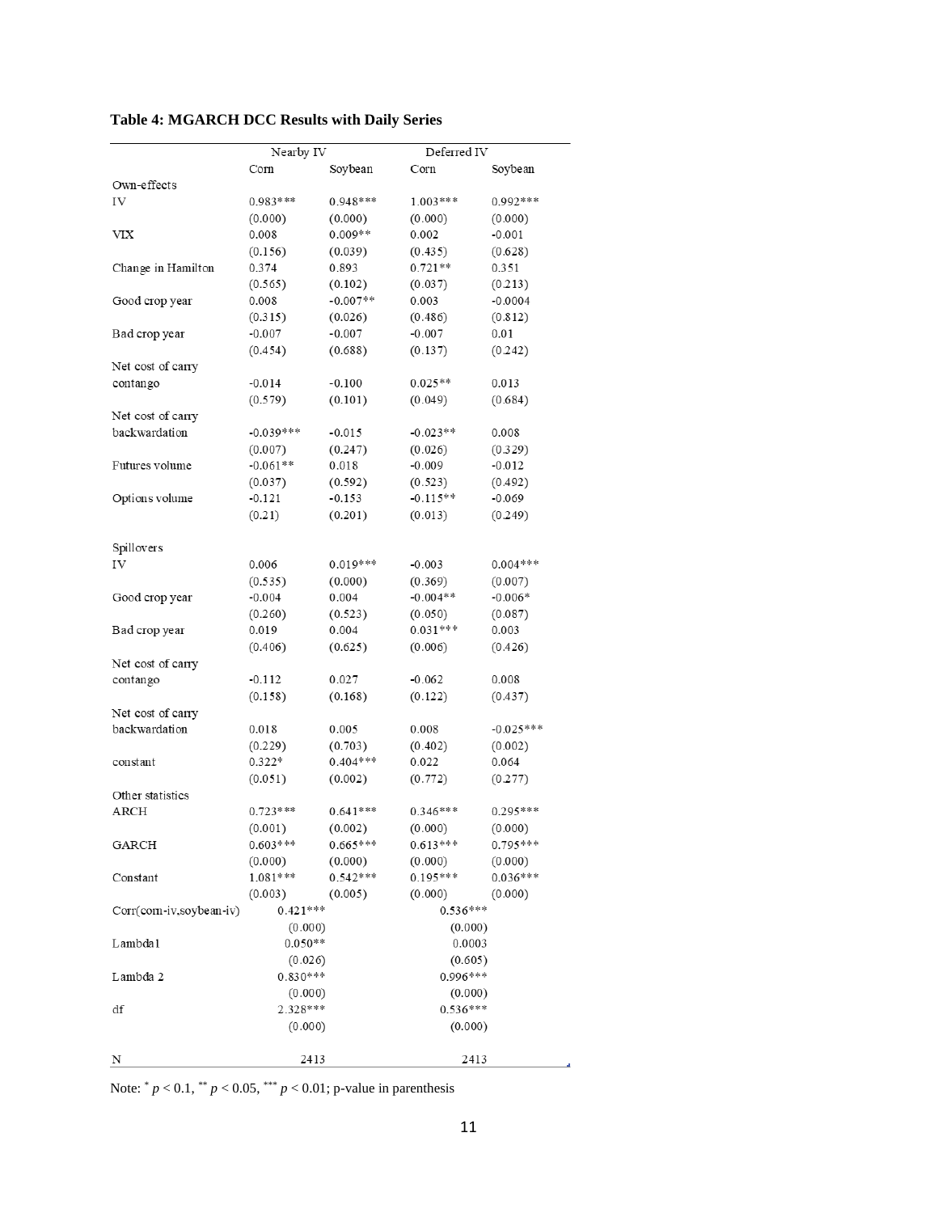**Table 4: MGARCH DCC Results with Daily Series**

| | Nearby IV | | Deferred IV | |
|---|---|---|---|---|
| | Corn | Soybean | Corn | Soybean |
| Own-effects | | | | |
| IV | 0.983*** | 0.948*** | 1.003*** | 0.992*** |
| | (0.000) | (0.000) | (0.000) | (0.000) |
| VIX | 0.008 | 0.009** | 0.002 | -0.001 |
| | (0.156) | (0.039) | (0.435) | (0.628) |
| Change in Hamilton | 0.374 | 0.893 | 0.721** | 0.351 |
| | (0.565) | (0.102) | (0.037) | (0.213) |
| Good crop year | 0.008 | -0.007** | 0.003 | -0.0004 |
| | (0.315) | (0.026) | (0.486) | (0.812) |
| Bad crop year | -0.007 | -0.007 | -0.007 | 0.01 |
| | (0.454) | (0.688) | (0.137) | (0.242) |
| Net cost of carry contango | -0.014 | -0.100 | 0.025** | 0.013 |
| | (0.579) | (0.101) | (0.049) | (0.684) |
| Net cost of carry backwardation | -0.039*** | -0.015 | -0.023** | 0.008 |
| | (0.007) | (0.247) | (0.026) | (0.329) |
| Futures volume | -0.061** | 0.018 | -0.009 | -0.012 |
| | (0.037) | (0.592) | (0.523) | (0.492) |
| Options volume | -0.121 | -0.153 | -0.115** | -0.069 |
| | (0.21) | (0.201) | (0.013) | (0.249) |
| Spillovers | | | | |
| IV | 0.006 | 0.019*** | -0.003 | 0.004*** |
| | (0.535) | (0.000) | (0.369) | (0.007) |
| Good crop year | -0.004 | 0.004 | -0.004** | -0.006* |
| | (0.260) | (0.523) | (0.050) | (0.087) |
| Bad crop year | 0.019 | 0.004 | 0.031*** | 0.003 |
| | (0.406) | (0.625) | (0.006) | (0.426) |
| Net cost of carry contango | -0.112 | 0.027 | -0.062 | 0.008 |
| | (0.158) | (0.168) | (0.122) | (0.437) |
| Net cost of carry backwardation | 0.018 | 0.005 | 0.008 | -0.025*** |
| | (0.229) | (0.703) | (0.402) | (0.002) |
| constant | 0.322* | 0.404*** | 0.022 | 0.064 |
| | (0.051) | (0.002) | (0.772) | (0.277) |
| Other statistics | | | | |
| ARCH | 0.723*** | 0.641*** | 0.346*** | 0.295*** |
| | (0.001) | (0.002) | (0.000) | (0.000) |
| GARCH | 0.603*** | 0.665*** | 0.613*** | 0.795*** |
| | (0.000) | (0.000) | (0.000) | (0.000) |
| Constant | 1.081*** | 0.542*** | 0.195*** | 0.036*** |
| | (0.003) | (0.005) | (0.000) | (0.000) |
| Corr(corn-iv,soybean-iv) | 0.421*** | | 0.536*** | |
| | (0.000) | | (0.000) | |
| Lambda1 | 0.050** | | 0.0003 | |
| | (0.026) | | (0.605) | |
| Lambda 2 | 0.830*** | | 0.996*** | |
| | (0.000) | | (0.000) | |
| df | 2.328*** | | 0.536*** | |
| | (0.000) | | (0.000) | |
| N | 2413 | | 2413 | |

Note: * $p < 0.1$, ** $p < 0.05$, *** $p < 0.01$; p-value in parenthesis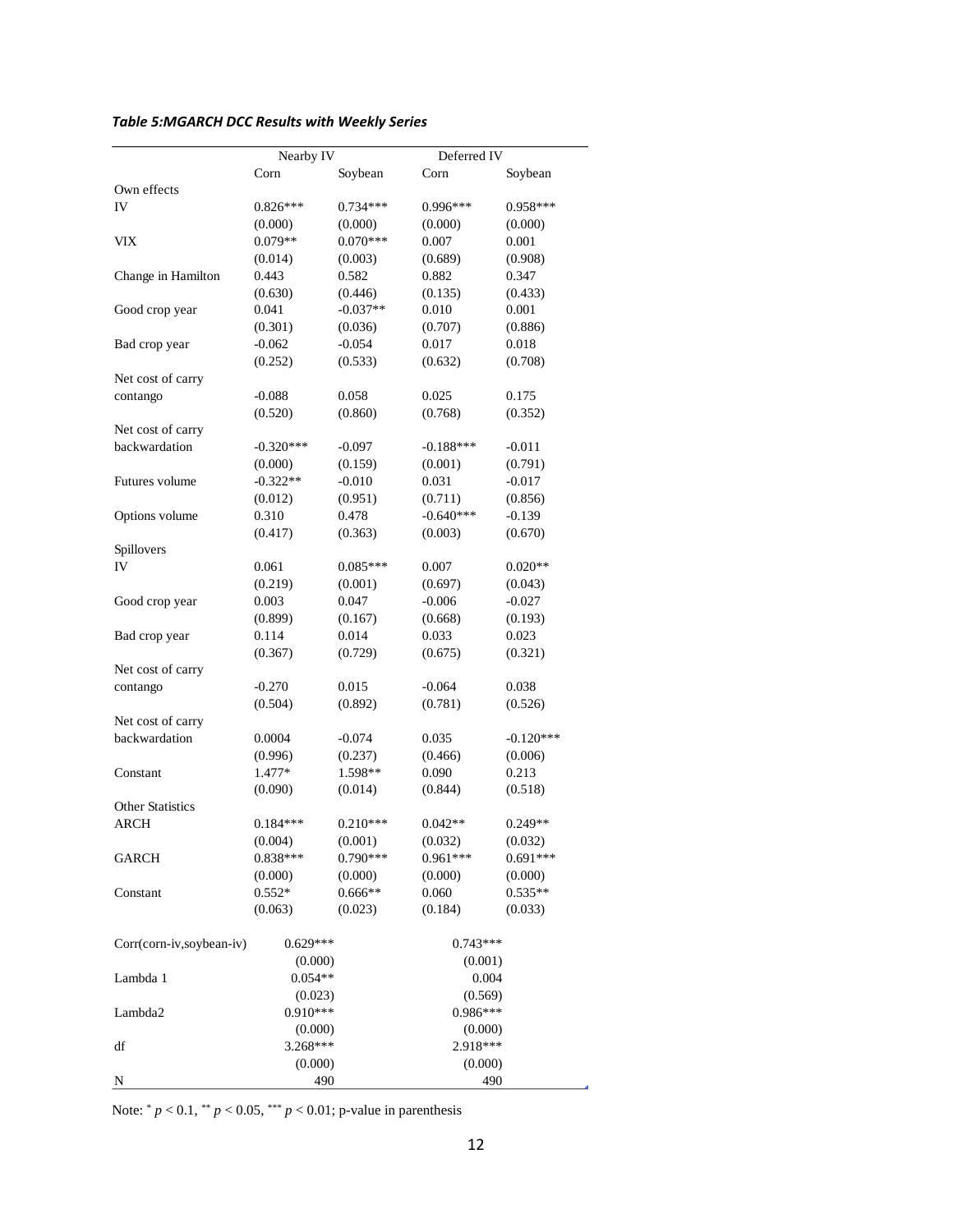***Table 5:MGARCH DCC Results with Weekly Series***

| | Nearby IV | | Deferred IV | |
|---|---|---|---|---|
| | Corn | Soybean | Corn | Soybean |
| Own effects | | | | |
| IV | 0.826*** | 0.734*** | 0.996*** | 0.958*** |
| | (0.000) | (0.000) | (0.000) | (0.000) |
| VIX | 0.079** | 0.070*** | 0.007 | 0.001 |
| | (0.014) | (0.003) | (0.689) | (0.908) |
| Change in Hamilton | 0.443 | 0.582 | 0.882 | 0.347 |
| | (0.630) | (0.446) | (0.135) | (0.433) |
| Good crop year | 0.041 | -0.037** | 0.010 | 0.001 |
| | (0.301) | (0.036) | (0.707) | (0.886) |
| Bad crop year | -0.062 | -0.054 | 0.017 | 0.018 |
| | (0.252) | (0.533) | (0.632) | (0.708) |
| Net cost of carry contango | -0.088 | 0.058 | 0.025 | 0.175 |
| | (0.520) | (0.860) | (0.768) | (0.352) |
| Net cost of carry backwardation | -0.320*** | -0.097 | -0.188*** | -0.011 |
| | (0.000) | (0.159) | (0.001) | (0.791) |
| Futures volume | -0.322** | -0.010 | 0.031 | -0.017 |
| | (0.012) | (0.951) | (0.711) | (0.856) |
| Options volume | 0.310 | 0.478 | -0.640*** | -0.139 |
| | (0.417) | (0.363) | (0.003) | (0.670) |
| Spillovers | | | | |
| IV | 0.061 | 0.085*** | 0.007 | 0.020** |
| | (0.219) | (0.001) | (0.697) | (0.043) |
| Good crop year | 0.003 | 0.047 | -0.006 | -0.027 |
| | (0.899) | (0.167) | (0.668) | (0.193) |
| Bad crop year | 0.114 | 0.014 | 0.033 | 0.023 |
| | (0.367) | (0.729) | (0.675) | (0.321) |
| Net cost of carry contango | -0.270 | 0.015 | -0.064 | 0.038 |
| | (0.504) | (0.892) | (0.781) | (0.526) |
| Net cost of carry backwardation | 0.0004 | -0.074 | 0.035 | -0.120*** |
| | (0.996) | (0.237) | (0.466) | (0.006) |
| Constant | 1.477* | 1.598** | 0.090 | 0.213 |
| | (0.090) | (0.014) | (0.844) | (0.518) |
| Other Statistics | | | | |
| ARCH | 0.184*** | 0.210*** | 0.042** | 0.249** |
| | (0.004) | (0.001) | (0.032) | (0.032) |
| GARCH | 0.838*** | 0.790*** | 0.961*** | 0.691*** |
| | (0.000) | (0.000) | (0.000) | (0.000) |
| Constant | 0.552* | 0.666** | 0.060 | 0.535** |
| | (0.063) | (0.023) | (0.184) | (0.033) |
| Corr(corn-iv,soybean-iv) | 0.629*** | | 0.743*** | |
| | (0.000) | | (0.001) | |
| Lambda 1 | 0.054** | | 0.004 | |
| | (0.023) | | (0.569) | |
| Lambda2 | 0.910*** | | 0.986*** | |
| | (0.000) | | (0.000) | |
| df | 3.268*** | | 2.918*** | |
| | (0.000) | | (0.000) | |
| N | 490 | | 490 | |

Note: * $p < 0.1$, ** $p < 0.05$, *** $p < 0.01$; p-value in parenthesis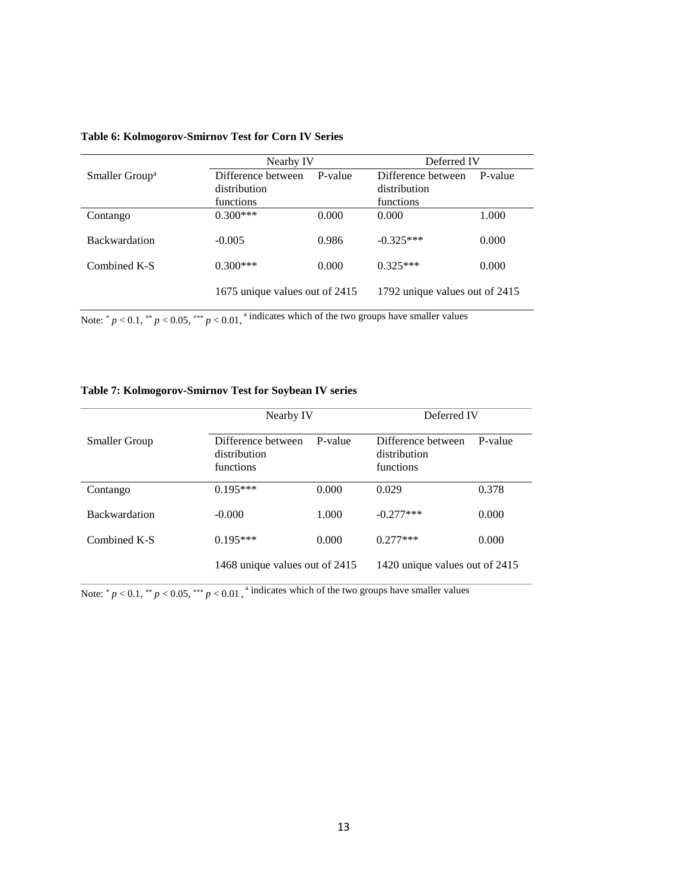**Table 6: Kolmogorov-Smirnov Test for Corn IV Series**

| | Nearby IV | | Deferred IV | |
|---|---|---|---|---|
| Smaller Group[a] | Difference between distribution functions | P-value | Difference between distribution functions | P-value |
| Contango | 0.300*** | 0.000 | 0.000 | 1.000 |
| Backwardation | -0.005 | 0.986 | -0.325*** | 0.000 |
| Combined K-S | 0.300*** | 0.000 | 0.325*** | 0.000 |
| | 1675 unique values out of 2415 | | 1792 unique values out of 2415 | |

Note: * $p < 0.1$, ** $p < 0.05$, *** $p < 0.01$, [a] indicates which of the two groups have smaller values

**Table 7: Kolmogorov-Smirnov Test for Soybean IV series**

| | Nearby IV | | Deferred IV | |
|---|---|---|---|---|
| Smaller Group | Difference between distribution functions | P-value | Difference between distribution functions | P-value |
| Contango | 0.195*** | 0.000 | 0.029 | 0.378 |
| Backwardation | -0.000 | 1.000 | -0.277*** | 0.000 |
| Combined K-S | 0.195*** | 0.000 | 0.277*** | 0.000 |
| | 1468 unique values out of 2415 | | 1420 unique values out of 2415 | |

Note: * $p < 0.1$, ** $p < 0.05$, *** $p < 0.01$ , [a] indicates which of the two groups have smaller values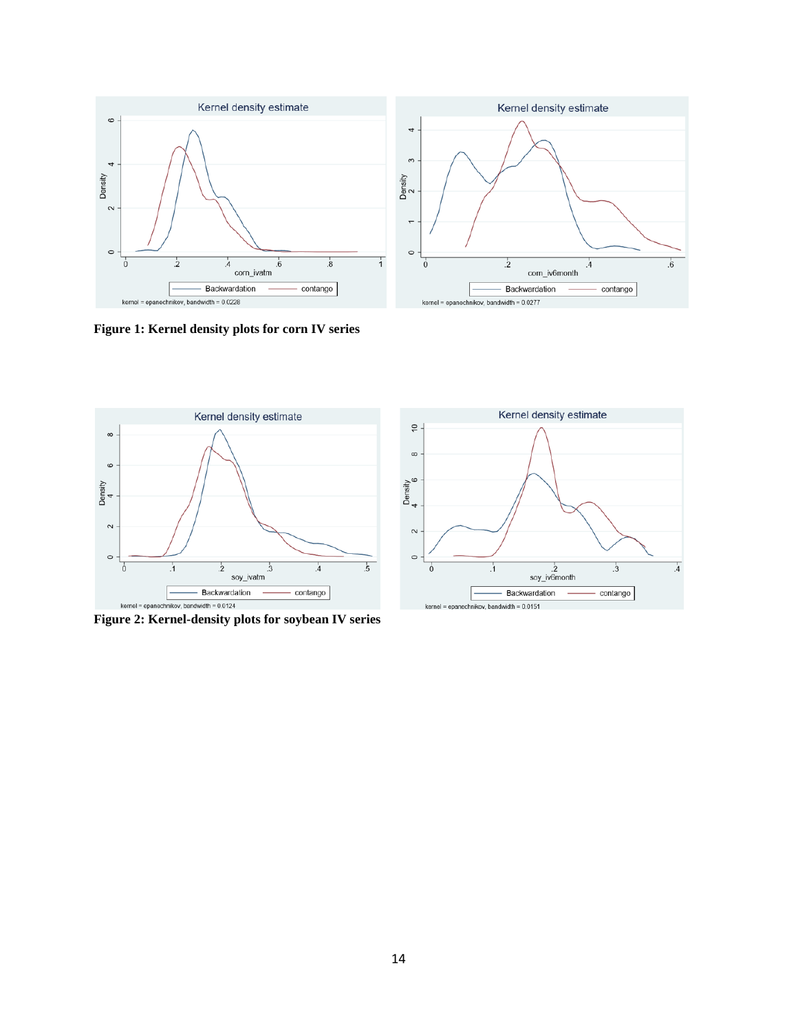Kernel density estimate

Density

0
2
4
6

0
.2
.4
.6
.8
1

corn_ivatm

Backwardation
contango

kernel = epanechnikov, bandwidth = 0.0228

Kernel density estimate

Density

0
1
2
3
4

0
.2
.4
.6

corn_iv6month

Backwardation
contango

kernel = epanechnikov, bandwidth = 0.0277

**Figure 1: Kernel density plots for corn IV series**

Kernel density estimate

Density

0
2
4
6
8

0
.1
.2
.3
.4
.5

soy_ivatm

Backwardation
contango

kernel = epanechnikov, bandwidth = 0.0124

Kernel density estimate

Density

0
2
4
6
8
10

0
.1
.2
.3
.4

soy_iv6month

Backwardation
contango

kernel = epanechnikov, bandwidth = 0.0151

**Figure 2: Kernel-density plots for soybean IV series**